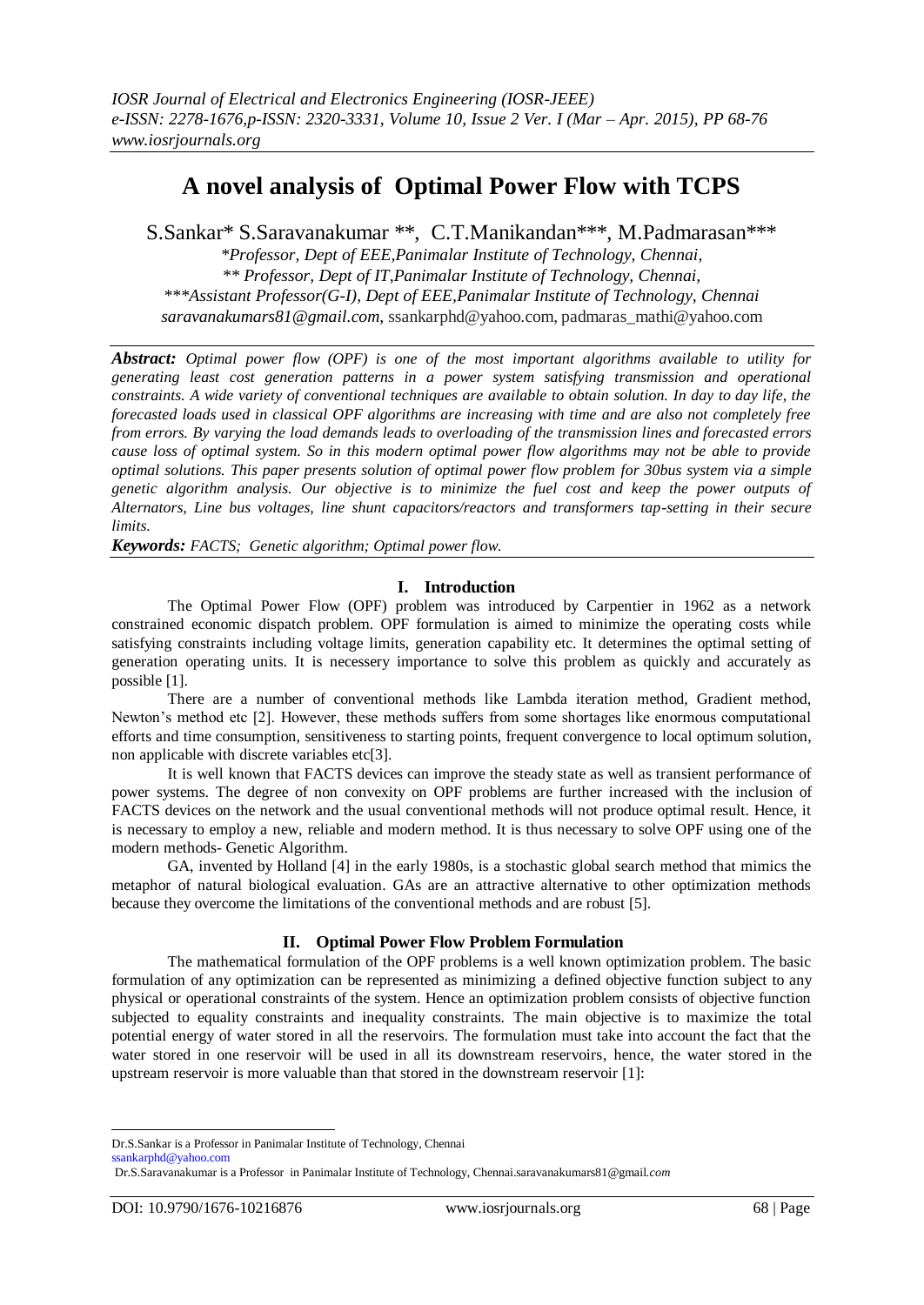# A novel analysis of Optimal Power Flow with TCPS

S.Sankar* S.Saravanakumar **, C.T.Manikandan***, M.Padmarasan***

*Professor, Dept of EEE,Panimalar Institute of Technology, Chennai,*
*\*\* Professor, Dept of IT,Panimalar Institute of Technology, Chennai,*
*\*\*\*Assistant Professor(G-I), Dept of EEE,Panimalar Institute of Technology, Chennai*
*saravanakumars81@gmail.com,* ssankarphd@yahoo.com, padmaras_mathi@yahoo.com

***Abstract:*** *Optimal power flow (OPF) is one of the most important algorithms available to utility for generating least cost generation patterns in a power system satisfying transmission and operational constraints. A wide variety of conventional techniques are available to obtain solution. In day to day life, the forecasted loads used in classical OPF algorithms are increasing with time and are also not completely free from errors. By varying the load demands leads to overloading of the transmission lines and forecasted errors cause loss of optimal system. So in this modern optimal power flow algorithms may not be able to provide optimal solutions. This paper presents solution of optimal power flow problem for 30bus system via a simple genetic algorithm analysis. Our objective is to minimize the fuel cost and keep the power outputs of Alternators, Line bus voltages, line shunt capacitors/reactors and transformers tap-setting in their secure limits.*

***Keywords:*** *FACTS; Genetic algorithm; Optimal power flow.*

## I. Introduction

The Optimal Power Flow (OPF) problem was introduced by Carpentier in 1962 as a network constrained economic dispatch problem. OPF formulation is aimed to minimize the operating costs while satisfying constraints including voltage limits, generation capability etc. It determines the optimal setting of generation operating units. It is necessery importance to solve this problem as quickly and accurately as possible [1].

There are a number of conventional methods like Lambda iteration method, Gradient method, Newton's method etc [2]. However, these methods suffers from some shortages like enormous computational efforts and time consumption, sensitiveness to starting points, frequent convergence to local optimum solution, non applicable with discrete variables etc[3].

It is well known that FACTS devices can improve the steady state as well as transient performance of power systems. The degree of non convexity on OPF problems are further increased with the inclusion of FACTS devices on the network and the usual conventional methods will not produce optimal result. Hence, it is necessary to employ a new, reliable and modern method. It is thus necessary to solve OPF using one of the modern methods- Genetic Algorithm.

GA, invented by Holland [4] in the early 1980s, is a stochastic global search method that mimics the metaphor of natural biological evaluation. GAs are an attractive alternative to other optimization methods because they overcome the limitations of the conventional methods and are robust [5].

## II. Optimal Power Flow Problem Formulation

The mathematical formulation of the OPF problems is a well known optimization problem. The basic formulation of any optimization can be represented as minimizing a defined objective function subject to any physical or operational constraints of the system. Hence an optimization problem consists of objective function subjected to equality constraints and inequality constraints. The main objective is to maximize the total potential energy of water stored in all the reservoirs. The formulation must take into account the fact that the water stored in one reservoir will be used in all its downstream reservoirs, hence, the water stored in the upstream reservoir is more valuable than that stored in the downstream reservoir [1]:

---

Dr.S.Sankar is a Professor in Panimalar Institute of Technology, Chennai
ssankarphd@yahoo.com
Dr.S.Saravanakumar is a Professor in Panimalar Institute of Technology, Chennai.saravanakumars81@gmail.*com*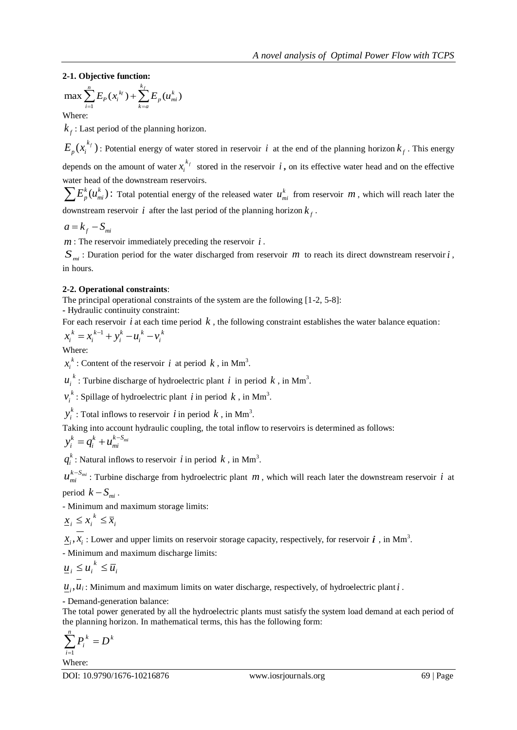### 2-1. Objective function:

$$\max \sum_{i=1}^{n} E_P(x_i^{k_f}) + \sum_{k=a}^{k_f} E_p(u_{mi}^k)$$

Where:

$k_f$ : Last period of the planning horizon.

$E_p(x_i^{k_f})$ : Potential energy of water stored in reservoir $i$ at the end of the planning horizon $k_f$. This energy depends on the amount of water $x_i^{k_f}$ stored in the reservoir $i$, on its effective water head and on the effective water head of the downstream reservoirs.

$\sum E_p^k(u_{mi}^k)$: Total potential energy of the released water $u_{mi}^k$ from reservoir $m$, which will reach later the downstream reservoir $i$ after the last period of the planning horizon $k_f$.

$a = k_f - S_{mi}$

$m$ : The reservoir immediately preceding the reservoir $i$.

$S_{mi}$ : Duration period for the water discharged from reservoir $m$ to reach its direct downstream reservoir $i$, in hours.

### 2-2. Operational constraints:

The principal operational constraints of the system are the following [1-2, 5-8]:

- Hydraulic continuity constraint:

For each reservoir $i$ at each time period $k$, the following constraint establishes the water balance equation:

$$x_i^k = x_i^{k-1} + y_i^k - u_i^k - v_i^k$$

Where:

$x_i^k$ : Content of the reservoir $i$ at period $k$, in Mm$^3$.

$u_i^k$ : Turbine discharge of hydroelectric plant $i$ in period $k$, in Mm$^3$.

$v_i^k$ : Spillage of hydroelectric plant $i$ in period $k$, in Mm$^3$.

$y_i^k$ : Total inflows to reservoir $i$ in period $k$, in Mm$^3$.

Taking into account hydraulic coupling, the total inflow to reservoirs is determined as follows:

$$y_i^k = q_i^k + u_{mi}^{k-S_{mi}}$$

$q_i^k$ : Natural inflows to reservoir $i$ in period $k$, in Mm$^3$.

$u_{mi}^{k-S_{mi}}$ : Turbine discharge from hydroelectric plant $m$, which will reach later the downstream reservoir $i$ at period $k - S_{mi}$.

- Minimum and maximum storage limits:

$$\underline{x}_i \le x_i^k \le \overline{x}_i$$

$\underline{x}_i, \overline{x}_i$ : Lower and upper limits on reservoir storage capacity, respectively, for reservoir $i$, in Mm$^3$.

- Minimum and maximum discharge limits:

$$\underline{u}_i \le u_i^k \le \overline{u}_i$$

$\underline{u}_i, \overline{u}_i$ : Minimum and maximum limits on water discharge, respectively, of hydroelectric plant $i$.

- Demand-generation balance:

The total power generated by all the hydroelectric plants must satisfy the system load demand at each period of the planning horizon. In mathematical terms, this has the following form:

$$\sum_{i=1}^{n} P_i^k = D^k$$

Where: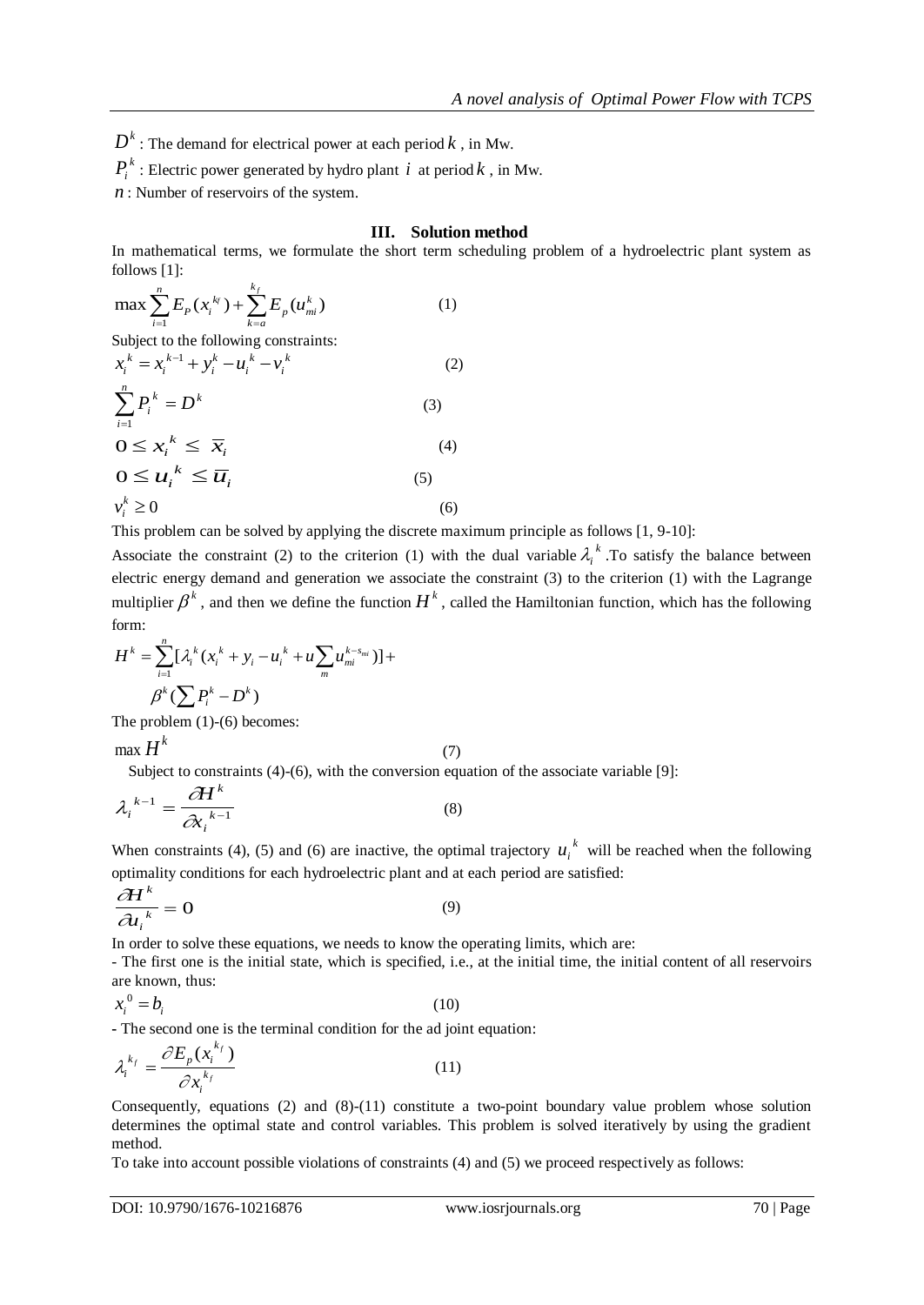$D^k$ : The demand for electrical power at each period $k$ , in Mw.

$P_i^k$ : Electric power generated by hydro plant $i$ at period $k$ , in Mw.

$n$ : Number of reservoirs of the system.

## III. Solution method

In mathematical terms, we formulate the short term scheduling problem of a hydroelectric plant system as follows [1]:

$$\max \sum_{i=1}^{n} E_P(x_i^{k_f}) + \sum_{k=a}^{k_f} E_p(u_{mi}^k) \qquad (1)$$

Subject to the following constraints:

$$x_i^k = x_i^{k-1} + y_i^k - u_i^k - v_i^k \qquad (2)$$

$$\sum_{i=1}^{n} P_i^k = D^k \qquad (3)$$

$$0 \le x_i^k \le \overline{x}_i \qquad (4)$$

$$0 \le u_i^k \le \overline{u}_i \qquad (5)$$

$$v_i^k \ge 0 \qquad (6)$$

This problem can be solved by applying the discrete maximum principle as follows [1, 9-10]:

Associate the constraint (2) to the criterion (1) with the dual variable $\lambda_i^k$ .To satisfy the balance between electric energy demand and generation we associate the constraint (3) to the criterion (1) with the Lagrange multiplier $\beta^k$ , and then we define the function $H^k$ , called the Hamiltonian function, which has the following form:

$$H^k = \sum_{i=1}^{n} [\lambda_i^k (x_i^k + y_i - u_i^k + u \sum_m u_{mi}^{k-s_{mi}})] + \beta^k (\sum P_i^k - D^k)$$

The problem (1)-(6) becomes:

$$\max H^k \qquad (7)$$

Subject to constraints (4)-(6), with the conversion equation of the associate variable [9]:

$$\lambda_i^{k-1} = \frac{\partial H^k}{\partial x_i^{k-1}} \qquad (8)$$

When constraints (4), (5) and (6) are inactive, the optimal trajectory $u_i^k$ will be reached when the following optimality conditions for each hydroelectric plant and at each period are satisfied:

$$\frac{\partial H^k}{\partial u_i^k} = 0 \qquad (9)$$

In order to solve these equations, we needs to know the operating limits, which are:

- The first one is the initial state, which is specified, i.e., at the initial time, the initial content of all reservoirs are known, thus:

$$x_i^0 = b_i \qquad (10)$$

- The second one is the terminal condition for the ad joint equation:

$$\lambda_i^{k_f} = \frac{\partial E_p(x_i^{k_f})}{\partial x_i^{k_f}} \qquad (11)$$

Consequently, equations (2) and (8)-(11) constitute a two-point boundary value problem whose solution determines the optimal state and control variables. This problem is solved iteratively by using the gradient method.

To take into account possible violations of constraints (4) and (5) we proceed respectively as follows: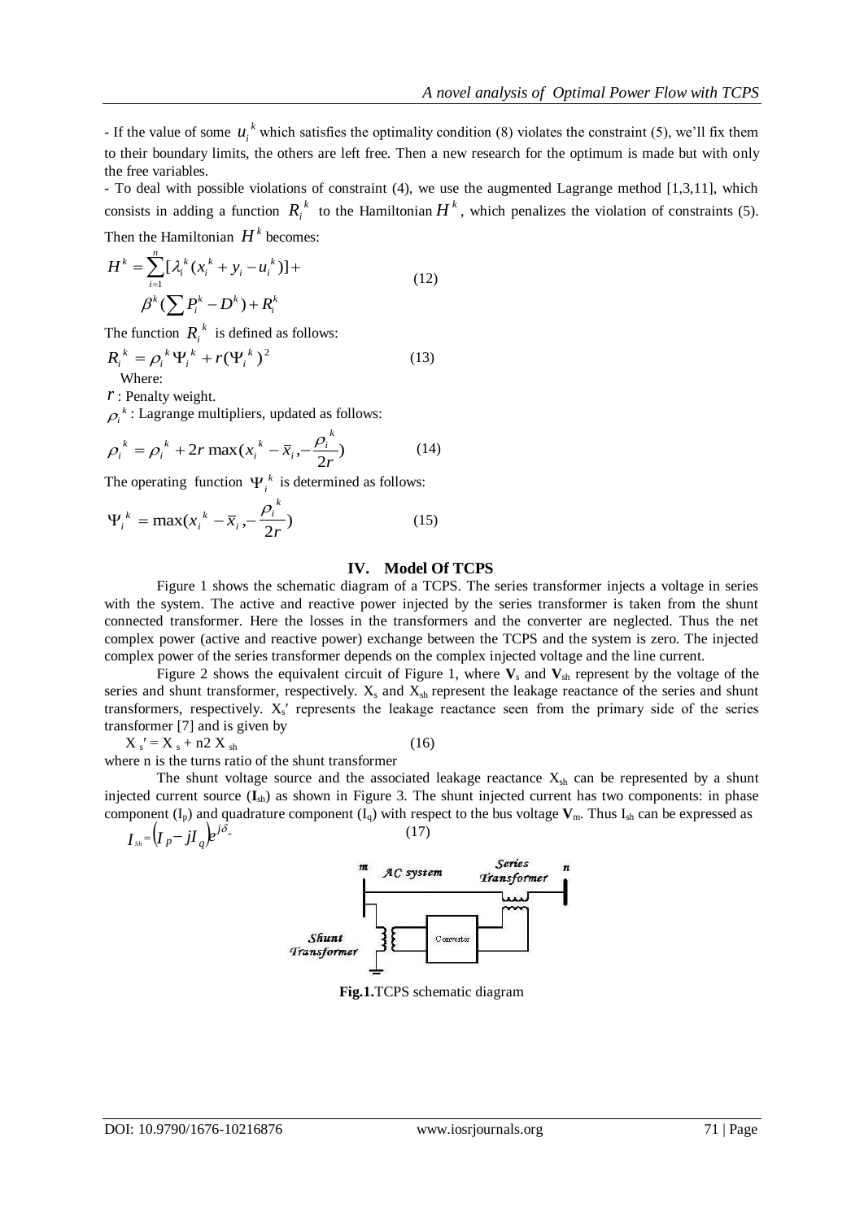- If the value of some $u_i^k$ which satisfies the optimality condition (8) violates the constraint (5), we'll fix them to their boundary limits, the others are left free. Then a new research for the optimum is made but with only the free variables.

- To deal with possible violations of constraint (4), we use the augmented Lagrange method [1,3,11], which consists in adding a function $R_i^k$ to the Hamiltonian $H^k$, which penalizes the violation of constraints (5). Then the Hamiltonian $H^k$ becomes:

$$H^k = \sum_{i=1}^{n} [\lambda_i^k (x_i^k + y_i - u_i^k)] + \beta^k (\sum P_i^k - D^k) + R_i^k \tag{12}$$

The function $R_i^k$ is defined as follows:

$$R_i^k = \rho_i^k \Psi_i^k + r(\Psi_i^k)^2 \tag{13}$$

Where:

$r$ : Penalty weight.

$\rho_i^k$ : Lagrange multipliers, updated as follows:

$$\rho_i^k = \rho_i^k + 2r \max(x_i^k - \bar{x}_i, -\frac{\rho_i^k}{2r}) \tag{14}$$

The operating function $\Psi_i^k$ is determined as follows:

$$\Psi_i^k = \max(x_i^k - \bar{x}_i, -\frac{\rho_i^k}{2r}) \tag{15}$$

## IV. Model Of TCPS

Figure 1 shows the schematic diagram of a TCPS. The series transformer injects a voltage in series with the system. The active and reactive power injected by the series transformer is taken from the shunt connected transformer. Here the losses in the transformers and the converter are neglected. Thus the net complex power (active and reactive power) exchange between the TCPS and the system is zero. The injected complex power of the series transformer depends on the complex injected voltage and the line current.

Figure 2 shows the equivalent circuit of Figure 1, where $\mathbf{V}_s$ and $\mathbf{V}_{sh}$ represent by the voltage of the series and shunt transformer, respectively. $X_s$ and $X_{sh}$ represent the leakage reactance of the series and shunt transformers, respectively. $X_s'$ represents the leakage reactance seen from the primary side of the series transformer [7] and is given by

$$X_s' = X_s + n2\, X_{sh} \tag{16}$$

where n is the turns ratio of the shunt transformer

The shunt voltage source and the associated leakage reactance $X_{sh}$ can be represented by a shunt injected current source ($\mathbf{I}_{sh}$) as shown in Figure 3. The shunt injected current has two components: in phase component ($I_p$) and quadrature component ($I_q$) with respect to the bus voltage $\mathbf{V}_m$. Thus $I_{sh}$ can be expressed as

$$I_{Sh} = (I_p - jI_q)e^{j\delta_m} \tag{17}$$

**Fig.1.** TCPS schematic diagram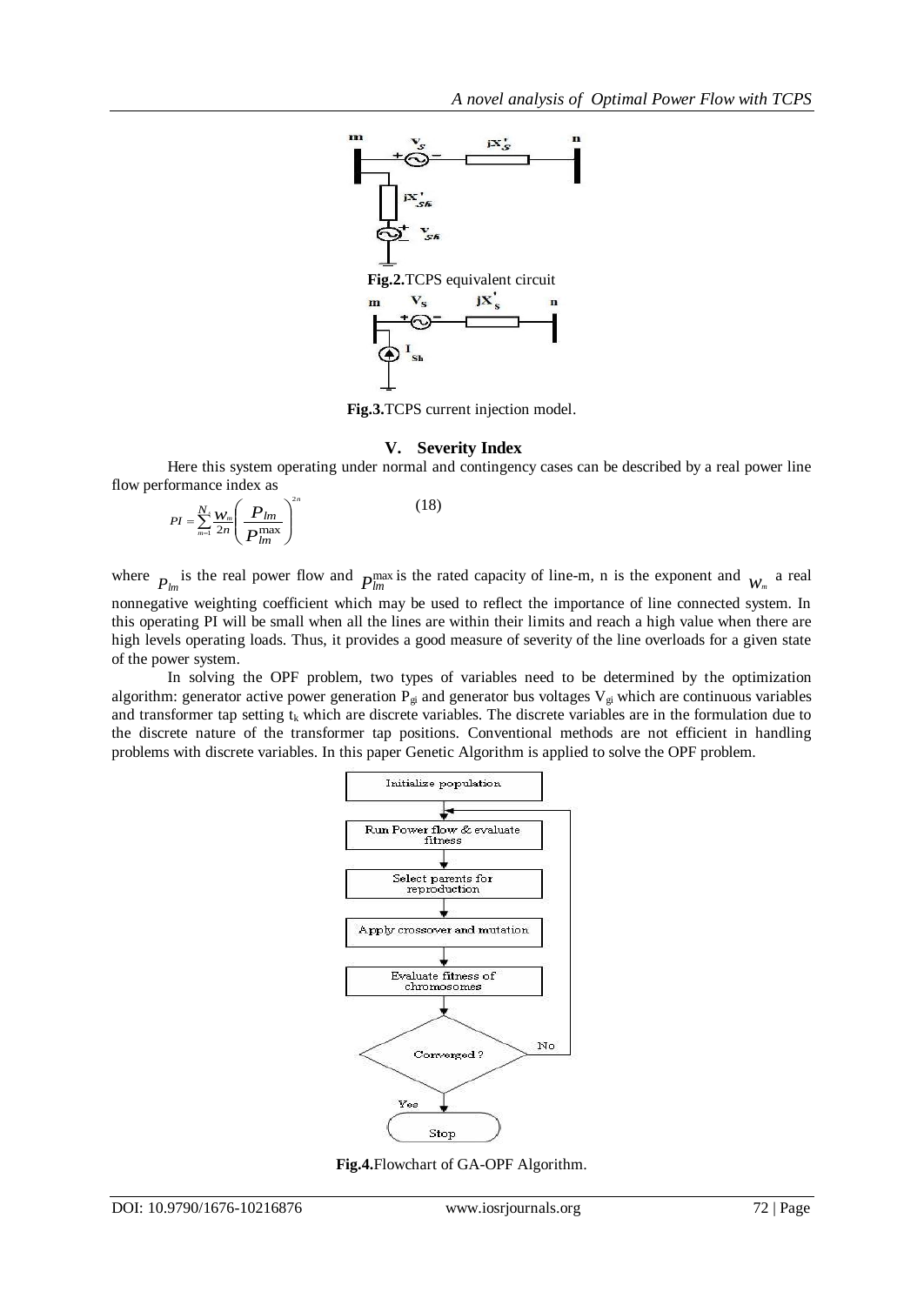**Fig.2.**TCPS equivalent circuit

**Fig.3.**TCPS current injection model.

## V. Severity Index

Here this system operating under normal and contingency cases can be described by a real power line flow performance index as

$$PI = \sum_{m=1}^{N_l} \frac{w_m}{2n} \left( \frac{P_{lm}}{P_{lm}^{\max}} \right)^{2n} \tag{18}$$

where $P_{lm}$ is the real power flow and $P_{lm}^{\max}$ is the rated capacity of line-m, n is the exponent and $w_m$ a real nonnegative weighting coefficient which may be used to reflect the importance of line connected system. In this operating PI will be small when all the lines are within their limits and reach a high value when there are high levels operating loads. Thus, it provides a good measure of severity of the line overloads for a given state of the power system.

In solving the OPF problem, two types of variables need to be determined by the optimization algorithm: generator active power generation $P_{gi}$ and generator bus voltages $V_{gi}$ which are continuous variables and transformer tap setting $t_k$ which are discrete variables. The discrete variables are in the formulation due to the discrete nature of the transformer tap positions. Conventional methods are not efficient in handling problems with discrete variables. In this paper Genetic Algorithm is applied to solve the OPF problem.

**Fig.4.**Flowchart of GA-OPF Algorithm.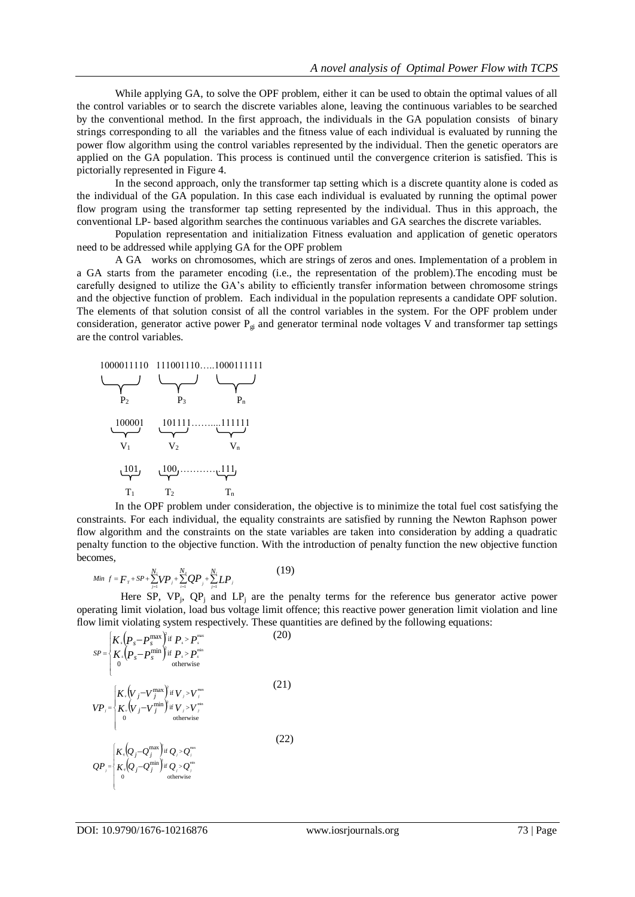While applying GA, to solve the OPF problem, either it can be used to obtain the optimal values of all the control variables or to search the discrete variables alone, leaving the continuous variables to be searched by the conventional method. In the first approach, the individuals in the GA population consists of binary strings corresponding to all the variables and the fitness value of each individual is evaluated by running the power flow algorithm using the control variables represented by the individual. Then the genetic operators are applied on the GA population. This process is continued until the convergence criterion is satisfied. This is pictorially represented in Figure 4.

In the second approach, only the transformer tap setting which is a discrete quantity alone is coded as the individual of the GA population. In this case each individual is evaluated by running the optimal power flow program using the transformer tap setting represented by the individual. Thus in this approach, the conventional LP- based algorithm searches the continuous variables and GA searches the discrete variables.

Population representation and initialization Fitness evaluation and application of genetic operators need to be addressed while applying GA for the OPF problem

A GA works on chromosomes, which are strings of zeros and ones. Implementation of a problem in a GA starts from the parameter encoding (i.e., the representation of the problem).The encoding must be carefully designed to utilize the GA's ability to efficiently transfer information between chromosome strings and the objective function of problem. Each individual in the population represents a candidate OPF solution. The elements of that solution consist of all the control variables in the system. For the OPF problem under consideration, generator active power $P_{gi}$ and generator terminal node voltages V and transformer tap settings are the control variables.

$$\underbrace{1000011110}_{P_2}\quad \underbrace{111001110}_{P_3}\ldots\ldots\underbrace{1000111111}_{P_n}$$

$$\underbrace{100001}_{V_1}\quad \underbrace{101111}_{V_2}\ldots\ldots\underbrace{111111}_{V_n}$$

$$\underbrace{101}_{T_1}\quad \underbrace{100}_{T_2}\ldots\ldots\underbrace{111}_{T_n}$$

In the OPF problem under consideration, the objective is to minimize the total fuel cost satisfying the constraints. For each individual, the equality constraints are satisfied by running the Newton Raphson power flow algorithm and the constraints on the state variables are taken into consideration by adding a quadratic penalty function to the objective function. With the introduction of penalty function the new objective function becomes,

$$Min\ \ f = F_T + SP + \sum_{j=1}^{N_1} VP_j + \sum_{i=1}^{N_1} QP_j + \sum_{j=1}^{N_l} LP_j \tag{19}$$

Here SP, $VP_j$, $QP_j$ and $LP_j$ are the penalty terms for the reference bus generator active power operating limit violation, load bus voltage limit offence; this reactive power generation limit violation and line flow limit violating system respectively. These quantities are defined by the following equations:

$$SP = \begin{cases} K_s\left(P_s - P_s^{\max}\right)^2 \text{ if } P_s > P_s^{\max} \\ K_s\left(P_s - P_s^{\min}\right)^2 \text{ if } P_s > P_s^{\min} \\ 0 \qquad \text{otherwise} \end{cases} \tag{20}$$

$$VP_j = \begin{cases} K_v\left(V_j - V_j^{\max}\right)^2 \text{ if } V_j > V_j^{\max} \\ K_v\left(V_j - V_j^{\min}\right)^2 \text{ if } V_j > V_j^{\min} \\ 0 \qquad \text{otherwise} \end{cases} \tag{21}$$

$$QP_j = \begin{cases} K_q\left(Q_j - Q_j^{\max}\right)^2 \text{ if } Q_j > Q_j^{\max} \\ K_q\left(Q_j - Q_j^{\min}\right)^2 \text{ if } Q_j > Q_j^{\min} \\ 0 \qquad \text{otherwise} \end{cases} \tag{22}$$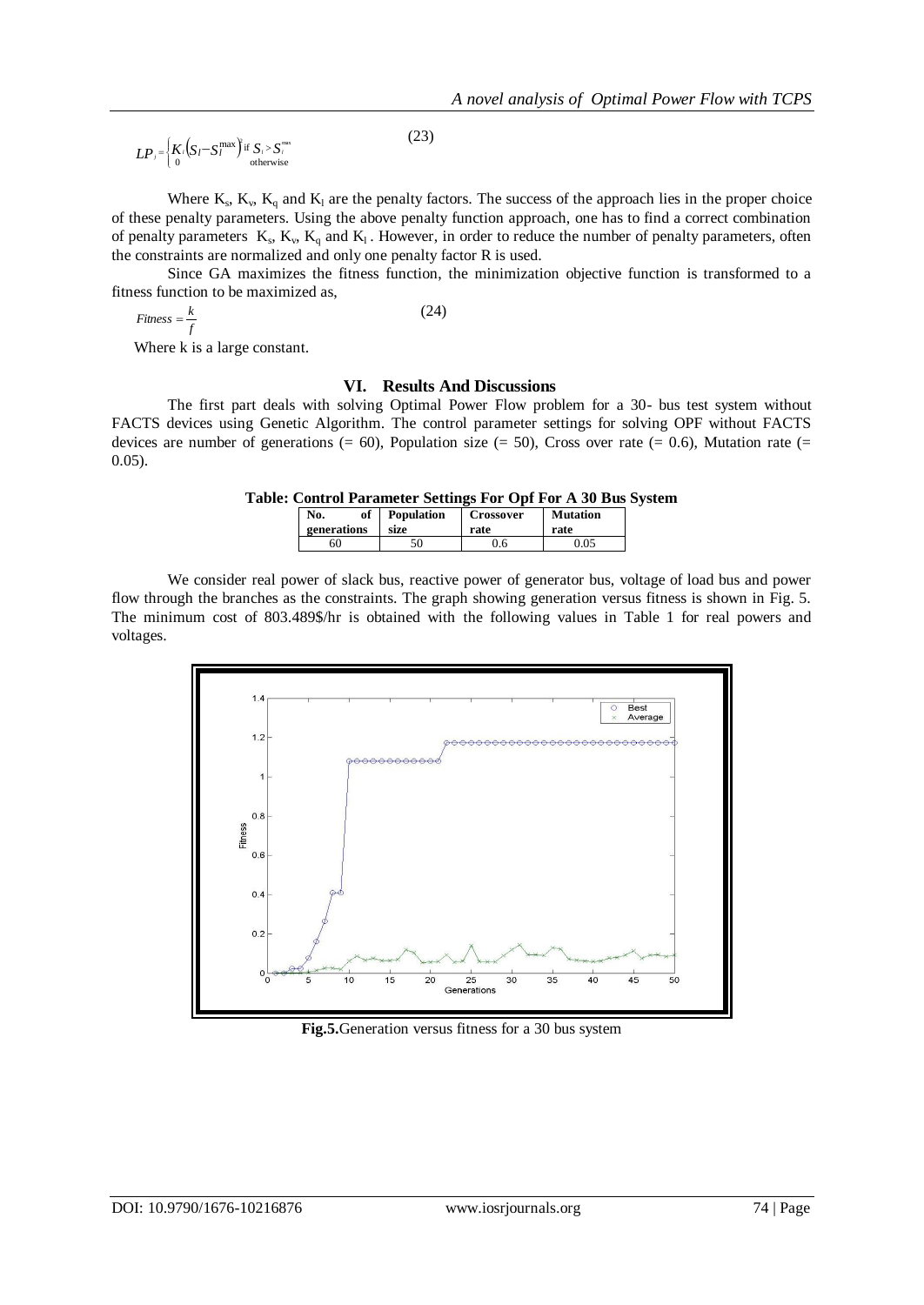$$LP_j = \begin{cases} K_l\left(S_l - S_l^{\max}\right)^2 & \text{if } S_l > S_l^{\max} \\ 0 & \text{otherwise} \end{cases} \tag{23}$$

Where $K_s$, $K_v$, $K_q$ and $K_l$ are the penalty factors. The success of the approach lies in the proper choice of these penalty parameters. Using the above penalty function approach, one has to find a correct combination of penalty parameters $K_s$, $K_v$, $K_q$ and $K_l$. However, in order to reduce the number of penalty parameters, often the constraints are normalized and only one penalty factor R is used.

Since GA maximizes the fitness function, the minimization objective function is transformed to a fitness function to be maximized as,

$$Fitness = \frac{k}{f} \tag{24}$$

Where k is a large constant.

## VI. Results And Discussions

The first part deals with solving Optimal Power Flow problem for a 30- bus test system without FACTS devices using Genetic Algorithm. The control parameter settings for solving OPF without FACTS devices are number of generations (= 60), Population size (= 50), Cross over rate (= 0.6), Mutation rate (= 0.05).

**Table: Control Parameter Settings For Opf For A 30 Bus System**

| No. of generations | Population size | Crossover rate | Mutation rate |
|---|---|---|---|
| 60 | 50 | 0.6 | 0.05 |

We consider real power of slack bus, reactive power of generator bus, voltage of load bus and power flow through the branches as the constraints. The graph showing generation versus fitness is shown in Fig. 5. The minimum cost of 803.489$/hr is obtained with the following values in Table 1 for real powers and voltages.

**Fig.5.**Generation versus fitness for a 30 bus system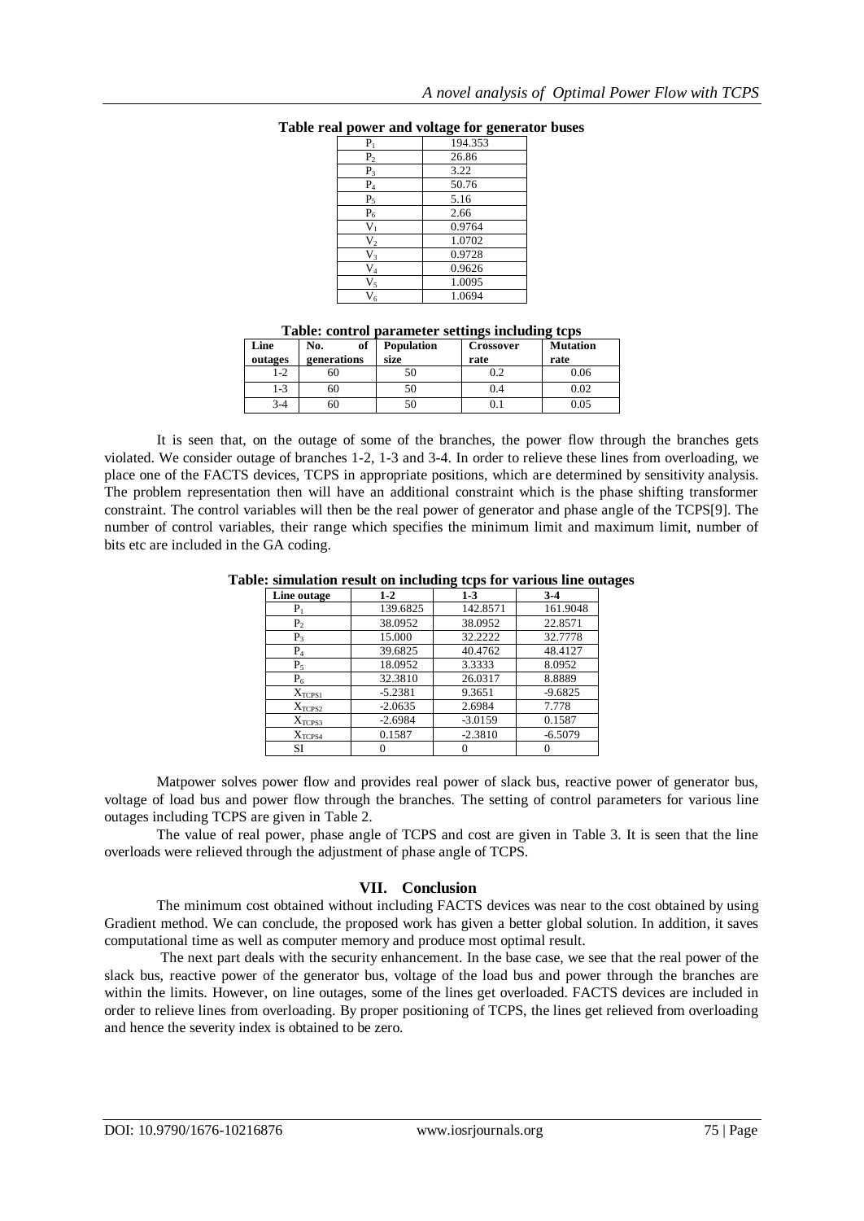**Table real power and voltage for generator buses**

| | |
|---|---|
| $P_1$ | 194.353 |
| $P_2$ | 26.86 |
| $P_3$ | 3.22 |
| $P_4$ | 50.76 |
| $P_5$ | 5.16 |
| $P_6$ | 2.66 |
| $V_1$ | 0.9764 |
| $V_2$ | 1.0702 |
| $V_3$ | 0.9728 |
| $V_4$ | 0.9626 |
| $V_5$ | 1.0095 |
| $V_6$ | 1.0694 |

**Table: control parameter settings including tcps**

| Line outages | No. of generations | Population size | Crossover rate | Mutation rate |
|---|---|---|---|---|
| 1-2 | 60 | 50 | 0.2 | 0.06 |
| 1-3 | 60 | 50 | 0.4 | 0.02 |
| 3-4 | 60 | 50 | 0.1 | 0.05 |

It is seen that, on the outage of some of the branches, the power flow through the branches gets violated. We consider outage of branches 1-2, 1-3 and 3-4. In order to relieve these lines from overloading, we place one of the FACTS devices, TCPS in appropriate positions, which are determined by sensitivity analysis. The problem representation then will have an additional constraint which is the phase shifting transformer constraint. The control variables will then be the real power of generator and phase angle of the TCPS[9]. The number of control variables, their range which specifies the minimum limit and maximum limit, number of bits etc are included in the GA coding.

**Table: simulation result on including tcps for various line outages**

| Line outage | 1-2 | 1-3 | 3-4 |
|---|---|---|---|
| $P_1$ | 139.6825 | 142.8571 | 161.9048 |
| $P_2$ | 38.0952 | 38.0952 | 22.8571 |
| $P_3$ | 15.000 | 32.2222 | 32.7778 |
| $P_4$ | 39.6825 | 40.4762 | 48.4127 |
| $P_5$ | 18.0952 | 3.3333 | 8.0952 |
| $P_6$ | 32.3810 | 26.0317 | 8.8889 |
| $X_{TCPS1}$ | -5.2381 | 9.3651 | -9.6825 |
| $X_{TCPS2}$ | -2.0635 | 2.6984 | 7.778 |
| $X_{TCPS3}$ | -2.6984 | -3.0159 | 0.1587 |
| $X_{TCPS4}$ | 0.1587 | -2.3810 | -6.5079 |
| SI | 0 | 0 | 0 |

Matpower solves power flow and provides real power of slack bus, reactive power of generator bus, voltage of load bus and power flow through the branches. The setting of control parameters for various line outages including TCPS are given in Table 2.

The value of real power, phase angle of TCPS and cost are given in Table 3. It is seen that the line overloads were relieved through the adjustment of phase angle of TCPS.

## VII. Conclusion

The minimum cost obtained without including FACTS devices was near to the cost obtained by using Gradient method. We can conclude, the proposed work has given a better global solution. In addition, it saves computational time as well as computer memory and produce most optimal result.

The next part deals with the security enhancement. In the base case, we see that the real power of the slack bus, reactive power of the generator bus, voltage of the load bus and power through the branches are within the limits. However, on line outages, some of the lines get overloaded. FACTS devices are included in order to relieve lines from overloading. By proper positioning of TCPS, the lines get relieved from overloading and hence the severity index is obtained to be zero.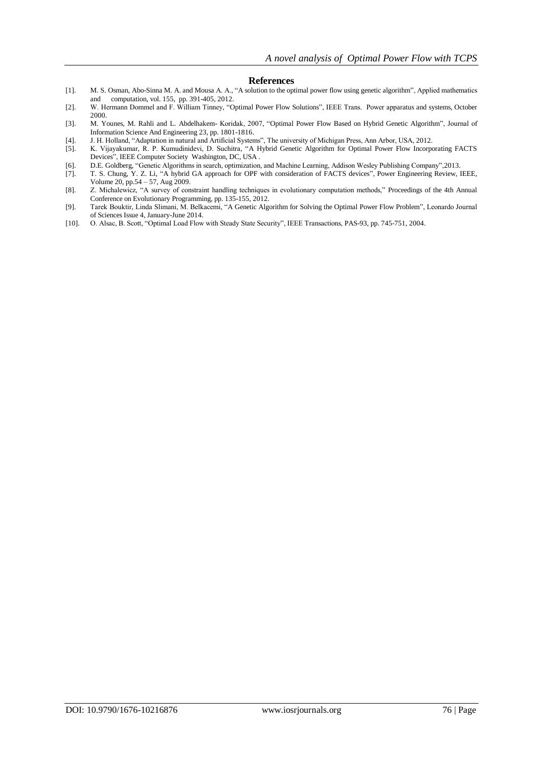## References

[1]. M. S. Osman, Abo-Sinna M. A. and Mousa A. A., "A solution to the optimal power flow using genetic algorithm", Applied mathematics and computation, vol. 155, pp. 391-405, 2012.

[2]. W. Hermann Dommel and F. William Tinney, "Optimal Power Flow Solutions", IEEE Trans. Power apparatus and systems, October 2000.

[3]. M. Younes, M. Rahli and L. Abdelhakem- Koridak, 2007, "Optimal Power Flow Based on Hybrid Genetic Algorithm", Journal of Information Science And Engineering 23, pp. 1801-1816.

[4]. J. H. Holland, "Adaptation in natural and Artificial Systems", The university of Michigan Press, Ann Arbor, USA, 2012.

[5]. K. Vijayakumar, R. P. Kumudinidevi, D. Suchitra, "A Hybrid Genetic Algorithm for Optimal Power Flow Incorporating FACTS Devices", IEEE Computer Society Washington, DC, USA .

[6]. D.E. Goldberg, "Genetic Algorithms in search, optimization, and Machine Learning, Addison Wesley Publishing Company",2013.

[7]. T. S. Chung, Y. Z. Li, "A hybrid GA approach for OPF with consideration of FACTS devices", Power Engineering Review, IEEE, Volume 20, pp.54 – 57, Aug 2009.

[8]. Z. Michalewicz, "A survey of constraint handling techniques in evolutionary computation methods," Proceedings of the 4th Annual Conference on Evolutionary Programming, pp. 135-155, 2012.

[9]. Tarek Bouktir, Linda Slimani, M. Belkacemi, "A Genetic Algorithm for Solving the Optimal Power Flow Problem", Leonardo Journal of Sciences Issue 4, January-June 2014.

[10]. O. Alsac, B. Scott, "Optimal Load Flow with Steady State Security", IEEE Transactions, PAS-93, pp. 745-751, 2004.